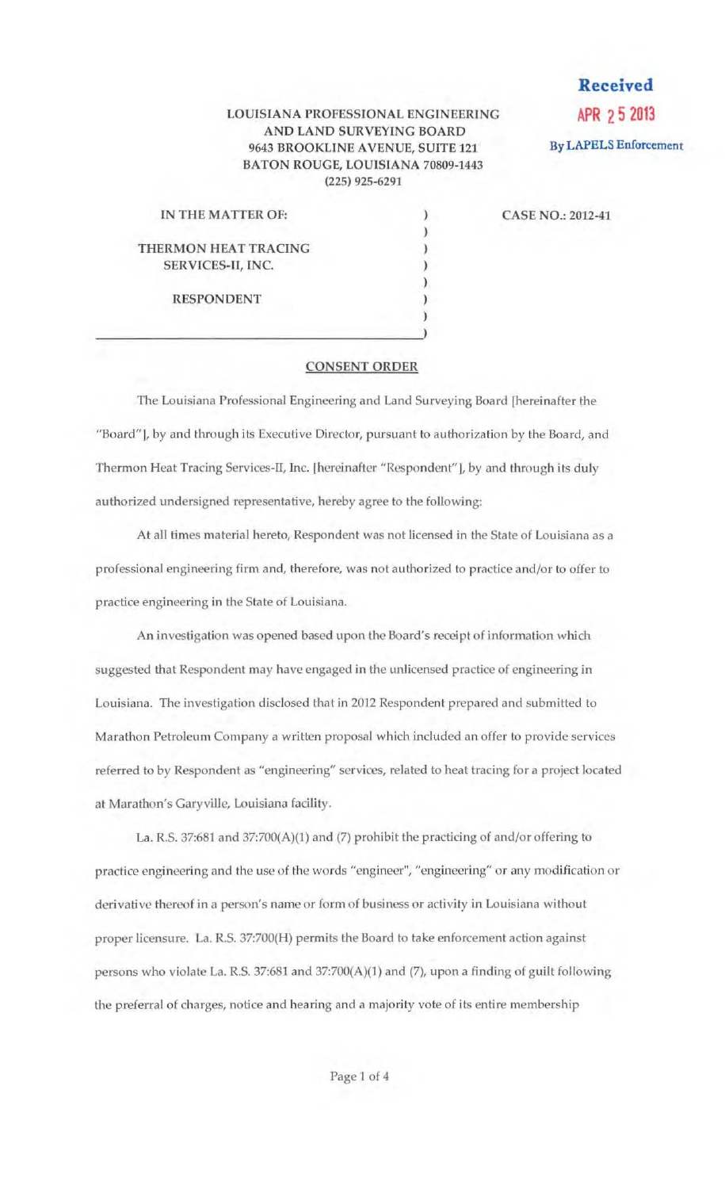**Received**
**APR 25 2013**
**By LAPELS Enforcement**

LOUISIANA PROFESSIONAL ENGINEERING
AND LAND SURVEYING BOARD
9643 BROOKLINE AVENUE, SUITE 121
BATON ROUGE, LOUISIANA 70809-1443
(225) 925-6291

IN THE MATTER OF:

THERMON HEAT TRACING SERVICES-II, INC.

RESPONDENT

CASE NO.: 2012-41

## CONSENT ORDER

The Louisiana Professional Engineering and Land Surveying Board [hereinafter the "Board"], by and through its Executive Director, pursuant to authorization by the Board, and Thermon Heat Tracing Services-II, Inc. [hereinafter "Respondent"], by and through its duly authorized undersigned representative, hereby agree to the following:

At all times material hereto, Respondent was not licensed in the State of Louisiana as a professional engineering firm and, therefore, was not authorized to practice and/or to offer to practice engineering in the State of Louisiana.

An investigation was opened based upon the Board's receipt of information which suggested that Respondent may have engaged in the unlicensed practice of engineering in Louisiana. The investigation disclosed that in 2012 Respondent prepared and submitted to Marathon Petroleum Company a written proposal which included an offer to provide services referred to by Respondent as "engineering" services, related to heat tracing for a project located at Marathon's Garyville, Louisiana facility.

La. R.S. 37:681 and 37:700(A)(1) and (7) prohibit the practicing of and/or offering to practice engineering and the use of the words "engineer", "engineering" or any modification or derivative thereof in a person's name or form of business or activity in Louisiana without proper licensure. La. R.S. 37:700(H) permits the Board to take enforcement action against persons who violate La. R.S. 37:681 and 37:700(A)(1) and (7), upon a finding of guilt following the preferral of charges, notice and hearing and a majority vote of its entire membership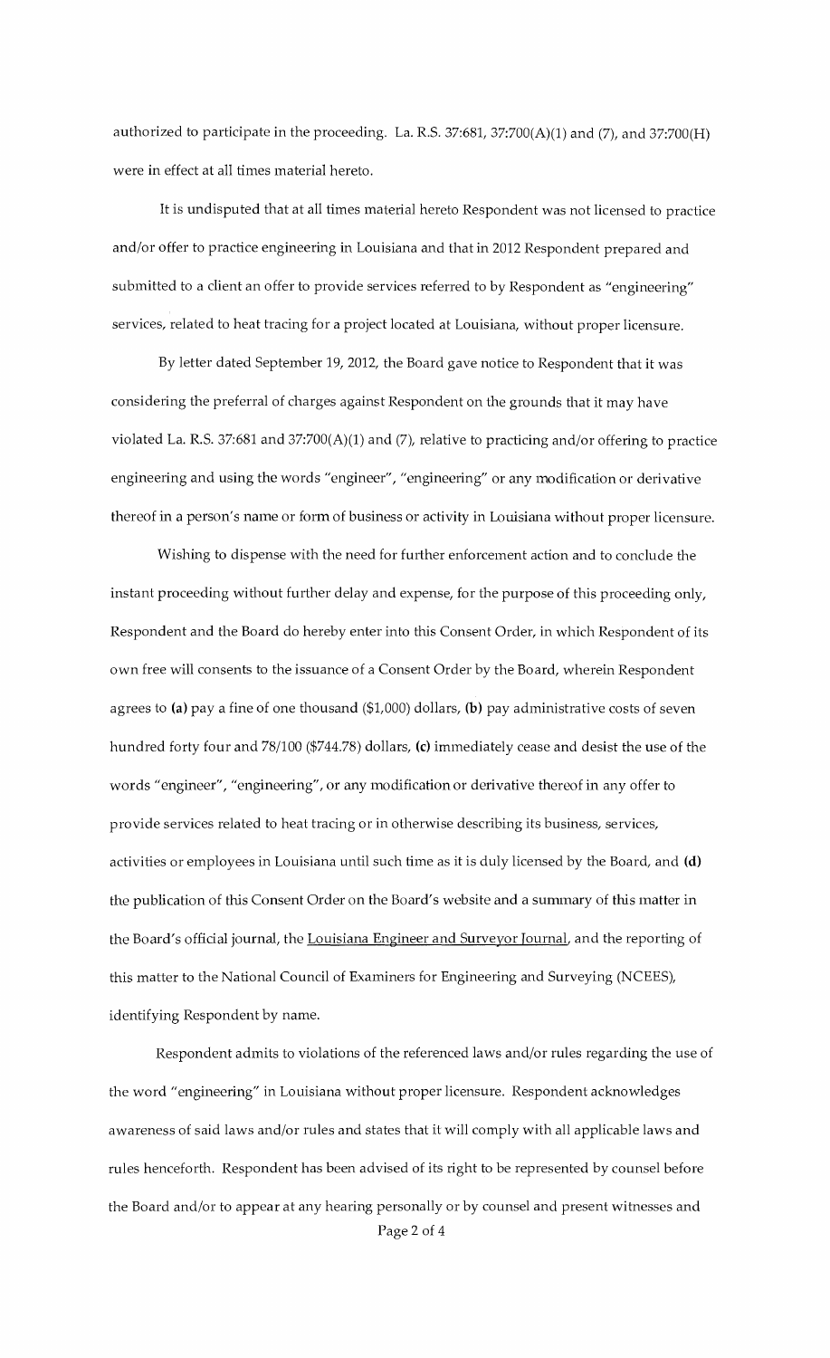authorized to participate in the proceeding. La. R.S. 37:681, 37:700(A)(1) and (7), and 37:700(H) were in effect at all times material hereto.

It is undisputed that at all times material hereto Respondent was not licensed to practice and/or offer to practice engineering in Louisiana and that in 2012 Respondent prepared and submitted to a client an offer to provide services referred to by Respondent as "engineering" services, related to heat tracing for a project located at Louisiana, without proper licensure.

By letter dated September 19, 2012, the Board gave notice to Respondent that it was considering the preferral of charges against Respondent on the grounds that it may have violated La. R.S. 37:681 and 37:700(A)(1) and (7), relative to practicing and/or offering to practice engineering and using the words "engineer", "engineering" or any modification or derivative thereof in a person's name or form of business or activity in Louisiana without proper licensure.

Wishing to dispense with the need for further enforcement action and to conclude the instant proceeding without further delay and expense, for the purpose of this proceeding only, Respondent and the Board do hereby enter into this Consent Order, in which Respondent of its own free will consents to the issuance of a Consent Order by the Board, wherein Respondent agrees to **(a)** pay a fine of one thousand ($1,000) dollars, **(b)** pay administrative costs of seven hundred forty four and 78/100 ($744.78) dollars, **(c)** immediately cease and desist the use of the words "engineer", "engineering", or any modification or derivative thereof in any offer to provide services related to heat tracing or in otherwise describing its business, services, activities or employees in Louisiana until such time as it is duly licensed by the Board, and **(d)** the publication of this Consent Order on the Board's website and a summary of this matter in the Board's official journal, the Louisiana Engineer and Surveyor Journal, and the reporting of this matter to the National Council of Examiners for Engineering and Surveying (NCEES), identifying Respondent by name.

Respondent admits to violations of the referenced laws and/or rules regarding the use of the word "engineering" in Louisiana without proper licensure. Respondent acknowledges awareness of said laws and/or rules and states that it will comply with all applicable laws and rules henceforth. Respondent has been advised of its right to be represented by counsel before the Board and/or to appear at any hearing personally or by counsel and present witnesses and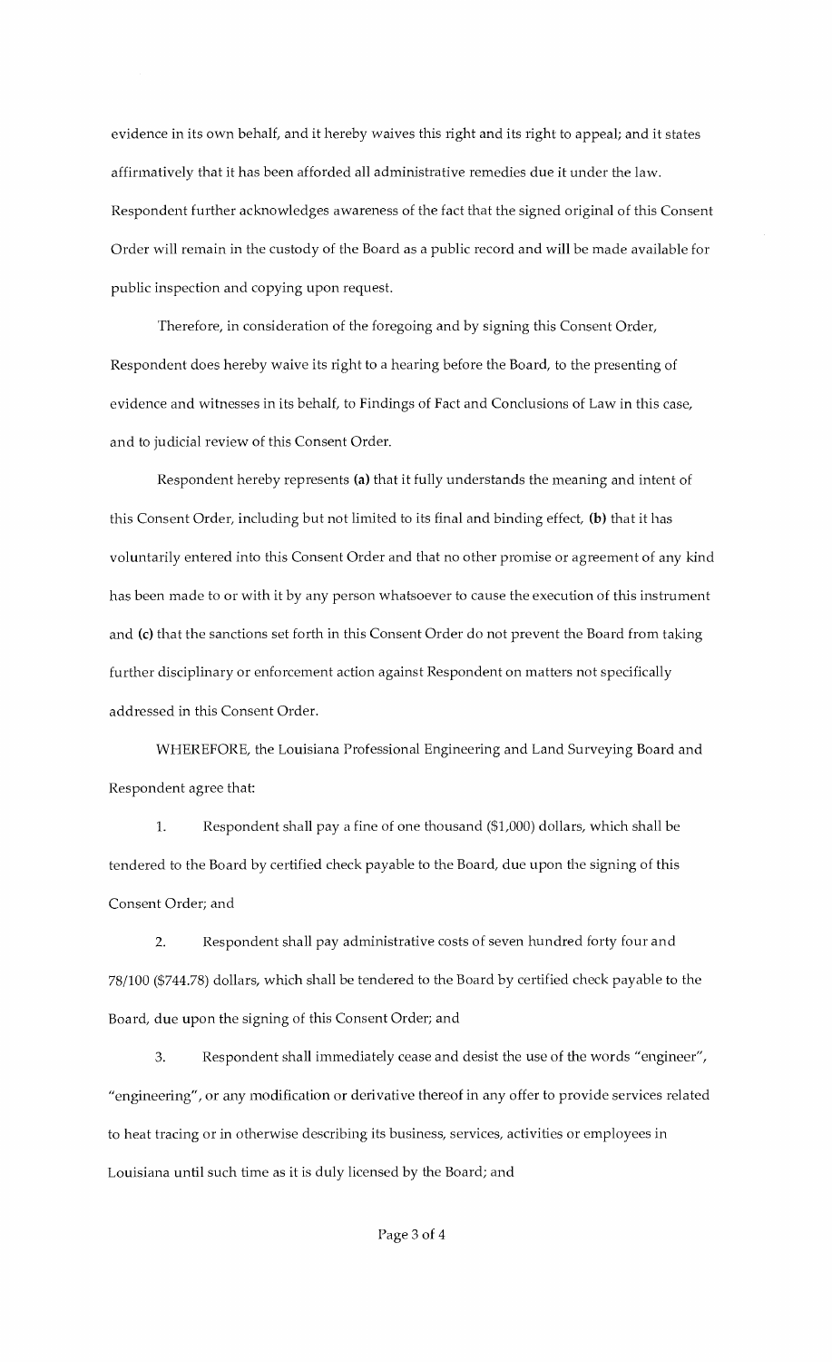evidence in its own behalf, and it hereby waives this right and its right to appeal; and it states affirmatively that it has been afforded all administrative remedies due it under the law. Respondent further acknowledges awareness of the fact that the signed original of this Consent Order will remain in the custody of the Board as a public record and will be made available for public inspection and copying upon request.

Therefore, in consideration of the foregoing and by signing this Consent Order, Respondent does hereby waive its right to a hearing before the Board, to the presenting of evidence and witnesses in its behalf, to Findings of Fact and Conclusions of Law in this case, and to judicial review of this Consent Order.

Respondent hereby represents **(a)** that it fully understands the meaning and intent of this Consent Order, including but not limited to its final and binding effect, **(b)** that it has voluntarily entered into this Consent Order and that no other promise or agreement of any kind has been made to or with it by any person whatsoever to cause the execution of this instrument and **(c)** that the sanctions set forth in this Consent Order do not prevent the Board from taking further disciplinary or enforcement action against Respondent on matters not specifically addressed in this Consent Order.

WHEREFORE, the Louisiana Professional Engineering and Land Surveying Board and Respondent agree that:

1. Respondent shall pay a fine of one thousand ($1,000) dollars, which shall be tendered to the Board by certified check payable to the Board, due upon the signing of this Consent Order; and

2. Respondent shall pay administrative costs of seven hundred forty four and 78/100 ($744.78) dollars, which shall be tendered to the Board by certified check payable to the Board, due upon the signing of this Consent Order; and

3. Respondent shall immediately cease and desist the use of the words "engineer", "engineering", or any modification or derivative thereof in any offer to provide services related to heat tracing or in otherwise describing its business, services, activities or employees in Louisiana until such time as it is duly licensed by the Board; and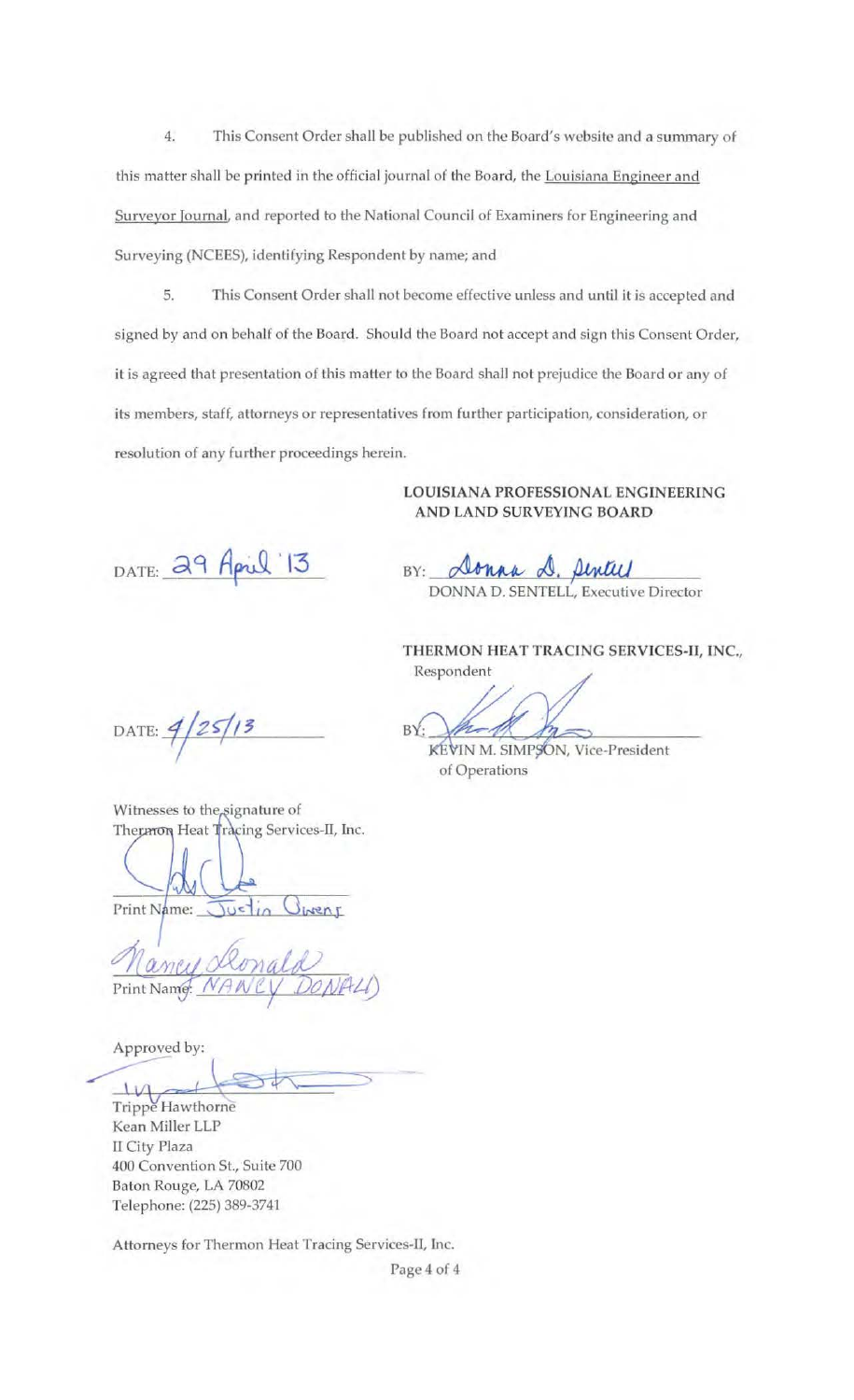4. This Consent Order shall be published on the Board's website and a summary of this matter shall be printed in the official journal of the Board, the Louisiana Engineer and Surveyor Journal, and reported to the National Council of Examiners for Engineering and Surveying (NCEES), identifying Respondent by name; and

5. This Consent Order shall not become effective unless and until it is accepted and signed by and on behalf of the Board. Should the Board not accept and sign this Consent Order, it is agreed that presentation of this matter to the Board shall not prejudice the Board or any of its members, staff, attorneys or representatives from further participation, consideration, or resolution of any further proceedings herein.

**LOUISIANA PROFESSIONAL ENGINEERING AND LAND SURVEYING BOARD**

DATE: 29 April '13

BY: Donna D. Sentell
DONNA D. SENTELL, Executive Director

**THERMON HEAT TRACING SERVICES-II, INC.,**
Respondent

DATE: 4/25/13

BY: [signature]
KEVIN M. SIMPSON, Vice-President of Operations

Witnesses to the signature of Thermon Heat Tracing Services-II, Inc.

[signature]
Print Name: Justin Owens

Nancy Donald
Print Name: NANCY DONALD

Approved by:

[signature]
Trippe Hawthorne
Kean Miller LLP
II City Plaza
400 Convention St., Suite 700
Baton Rouge, LA 70802
Telephone: (225) 389-3741

Attorneys for Thermon Heat Tracing Services-II, Inc.